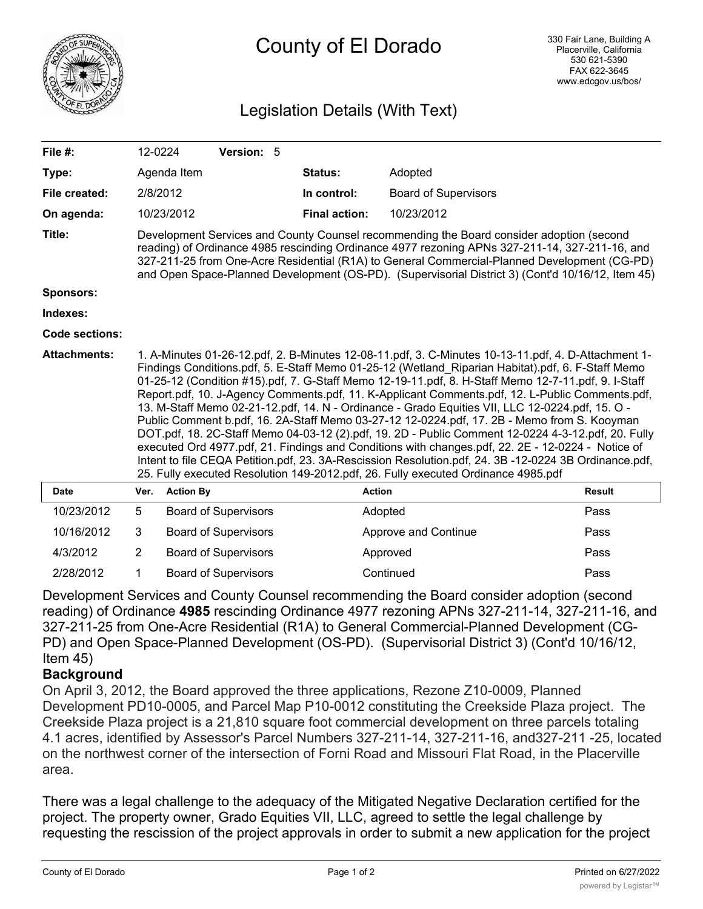# County of El Dorado

330 Fair Lane, Building A
Placerville, California
530 621-5390
FAX 622-3645
www.edcgov.us/bos/

## Legislation Details (With Text)

| | | | | |
|---|---|---|---|---|
| **File #:** | 12-0224 | **Version:** 5 | | |
| **Type:** | Agenda Item | | **Status:** | Adopted |
| **File created:** | 2/8/2012 | | **In control:** | Board of Supervisors |
| **On agenda:** | 10/23/2012 | | **Final action:** | 10/23/2012 |

**Title:** Development Services and County Counsel recommending the Board consider adoption (second reading) of Ordinance 4985 rescinding Ordinance 4977 rezoning APNs 327-211-14, 327-211-16, and 327-211-25 from One-Acre Residential (R1A) to General Commercial-Planned Development (CG-PD) and Open Space-Planned Development (OS-PD). (Supervisorial District 3) (Cont'd 10/16/12, Item 45)

**Sponsors:**

**Indexes:**

**Code sections:**

**Attachments:** 1. A-Minutes 01-26-12.pdf, 2. B-Minutes 12-08-11.pdf, 3. C-Minutes 10-13-11.pdf, 4. D-Attachment 1-Findings Conditions.pdf, 5. E-Staff Memo 01-25-12 (Wetland_Riparian Habitat).pdf, 6. F-Staff Memo 01-25-12 (Condition #15).pdf, 7. G-Staff Memo 12-19-11.pdf, 8. H-Staff Memo 12-7-11.pdf, 9. I-Staff Report.pdf, 10. J-Agency Comments.pdf, 11. K-Applicant Comments.pdf, 12. L-Public Comments.pdf, 13. M-Staff Memo 02-21-12.pdf, 14. N - Ordinance - Grado Equities VII, LLC 12-0224.pdf, 15. O - Public Comment b.pdf, 16. 2A-Staff Memo 03-27-12 12-0224.pdf, 17. 2B - Memo from S. Kooyman DOT.pdf, 18. 2C-Staff Memo 04-03-12 (2).pdf, 19. 2D - Public Comment 12-0224 4-3-12.pdf, 20. Fully executed Ord 4977.pdf, 21. Findings and Conditions with changes.pdf, 22. 2E - 12-0224 - Notice of Intent to file CEQA Petition.pdf, 23. 3A-Rescission Resolution.pdf, 24. 3B -12-0224 3B Ordinance.pdf, 25. Fully executed Resolution 149-2012.pdf, 26. Fully executed Ordinance 4985.pdf

| Date | Ver. | Action By | Action | Result |
|---|---|---|---|---|
| 10/23/2012 | 5 | Board of Supervisors | Adopted | Pass |
| 10/16/2012 | 3 | Board of Supervisors | Approve and Continue | Pass |
| 4/3/2012 | 2 | Board of Supervisors | Approved | Pass |
| 2/28/2012 | 1 | Board of Supervisors | Continued | Pass |

Development Services and County Counsel recommending the Board consider adoption (second reading) of Ordinance **4985** rescinding Ordinance 4977 rezoning APNs 327-211-14, 327-211-16, and 327-211-25 from One-Acre Residential (R1A) to General Commercial-Planned Development (CG-PD) and Open Space-Planned Development (OS-PD). (Supervisorial District 3) (Cont'd 10/16/12, Item 45)

**Background**

On April 3, 2012, the Board approved the three applications, Rezone Z10-0009, Planned Development PD10-0005, and Parcel Map P10-0012 constituting the Creekside Plaza project. The Creekside Plaza project is a 21,810 square foot commercial development on three parcels totaling 4.1 acres, identified by Assessor's Parcel Numbers 327-211-14, 327-211-16, and327-211 -25, located on the northwest corner of the intersection of Forni Road and Missouri Flat Road, in the Placerville area.

There was a legal challenge to the adequacy of the Mitigated Negative Declaration certified for the project. The property owner, Grado Equities VII, LLC, agreed to settle the legal challenge by requesting the rescission of the project approvals in order to submit a new application for the project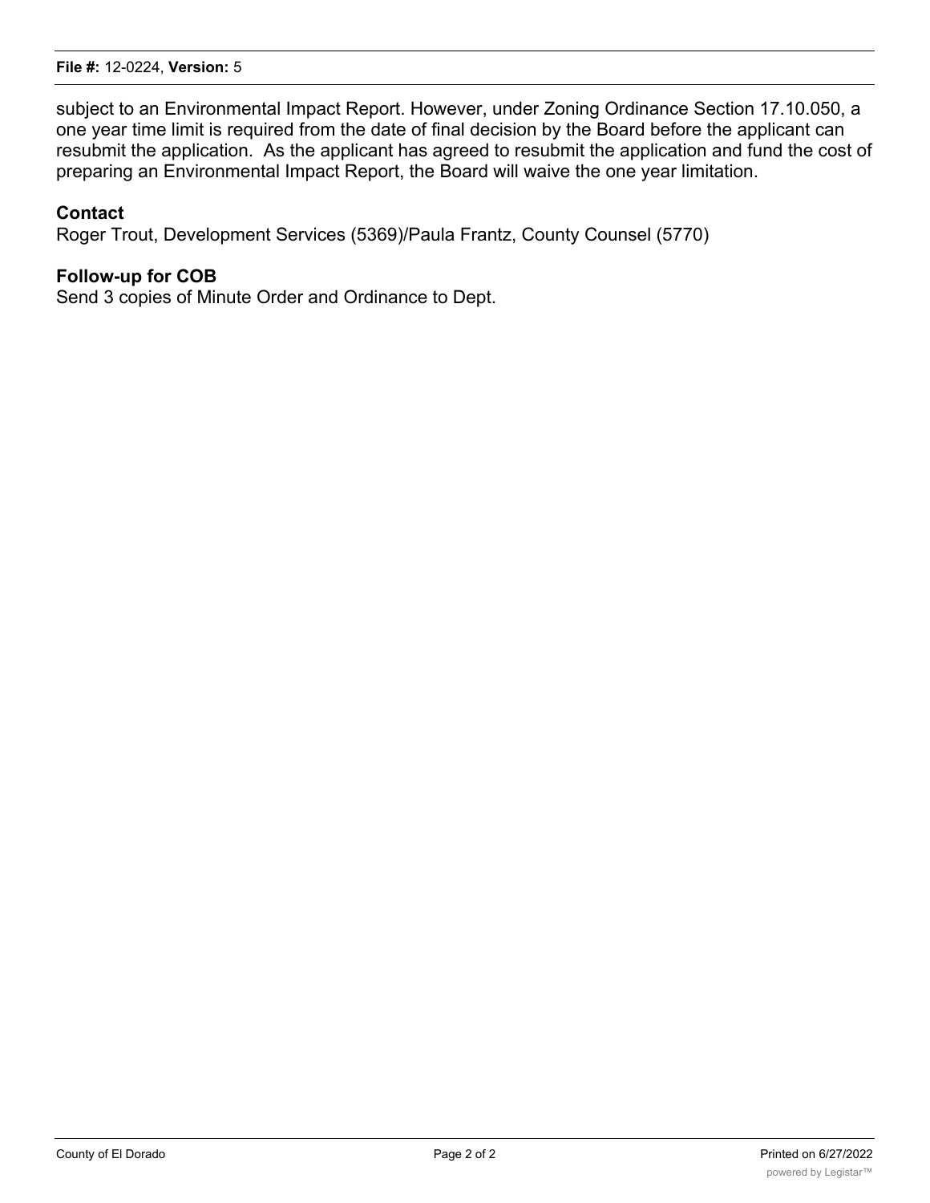subject to an Environmental Impact Report. However, under Zoning Ordinance Section 17.10.050, a one year time limit is required from the date of final decision by the Board before the applicant can resubmit the application. As the applicant has agreed to resubmit the application and fund the cost of preparing an Environmental Impact Report, the Board will waive the one year limitation.

## Contact

Roger Trout, Development Services (5369)/Paula Frantz, County Counsel (5770)

## Follow-up for COB

Send 3 copies of Minute Order and Ordinance to Dept.